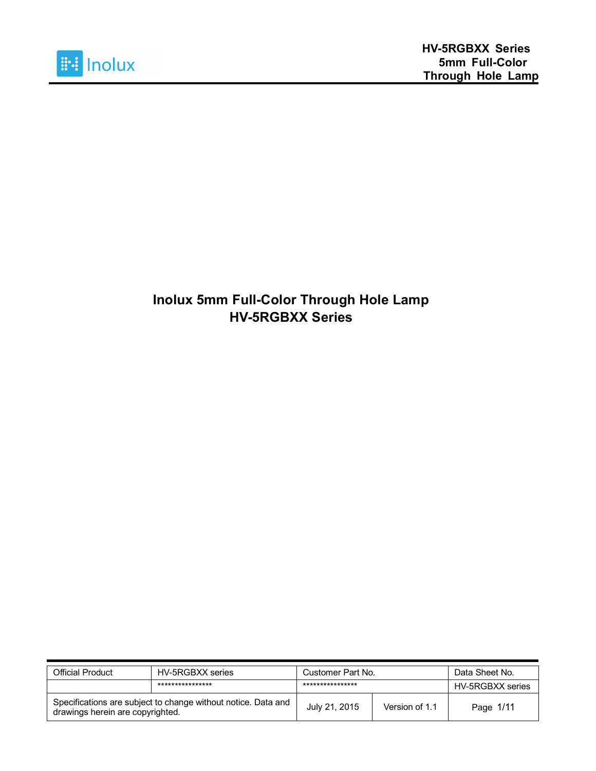# Inolux 5mm Full-Color Through Hole Lamp
# HV-5RGBXX Series

| Official Product | HV-5RGBXX series | Customer Part No. | | Data Sheet No. |
|---|---|---|---|---|
| | **************** | **************** | | HV-5RGBXX series |
| Specifications are subject to change without notice. Data and drawings herein are copyrighted. | | July 21, 2015 | Version of 1.1 | |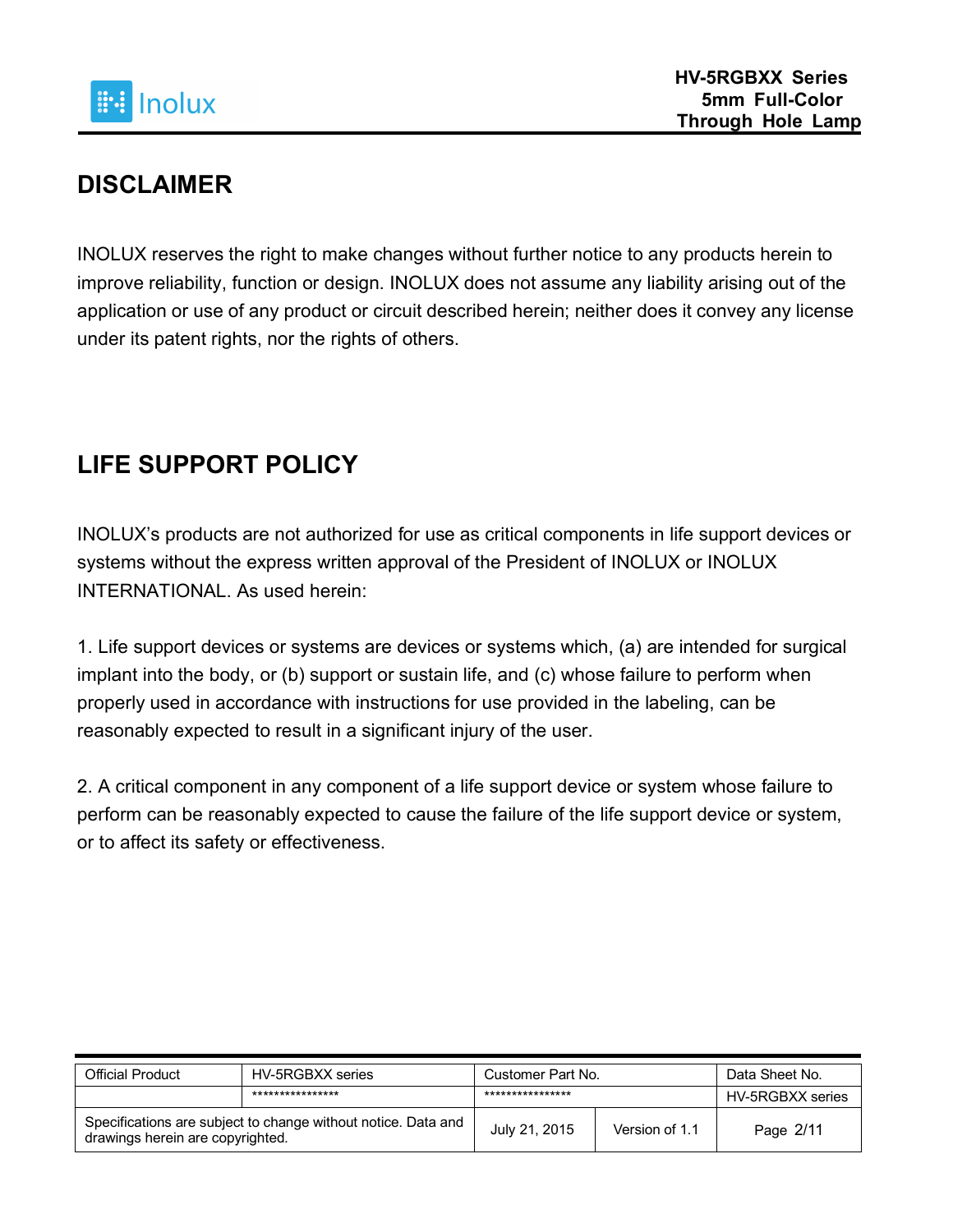## DISCLAIMER

INOLUX reserves the right to make changes without further notice to any products herein to improve reliability, function or design. INOLUX does not assume any liability arising out of the application or use of any product or circuit described herein; neither does it convey any license under its patent rights, nor the rights of others.

## LIFE SUPPORT POLICY

INOLUX's products are not authorized for use as critical components in life support devices or systems without the express written approval of the President of INOLUX or INOLUX INTERNATIONAL. As used herein:

1. Life support devices or systems are devices or systems which, (a) are intended for surgical implant into the body, or (b) support or sustain life, and (c) whose failure to perform when properly used in accordance with instructions for use provided in the labeling, can be reasonably expected to result in a significant injury of the user.

2. A critical component in any component of a life support device or system whose failure to perform can be reasonably expected to cause the failure of the life support device or system, or to affect its safety or effectiveness.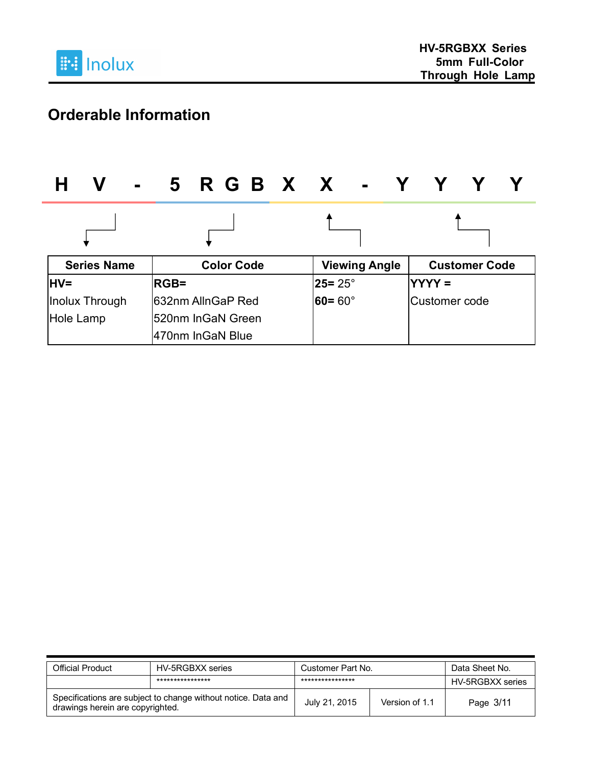## Orderable Information

**H V - 5 R G B X X - Y Y Y Y**

| Series Name | Color Code | Viewing Angle | Customer Code |
|---|---|---|---|
| **HV=**<br>Inolux Through Hole Lamp | **RGB=**<br>632nm AlInGaP Red<br>520nm InGaN Green<br>470nm InGaN Blue | **25=** 25°<br>**60=** 60° | **YYYY =**<br>Customer code |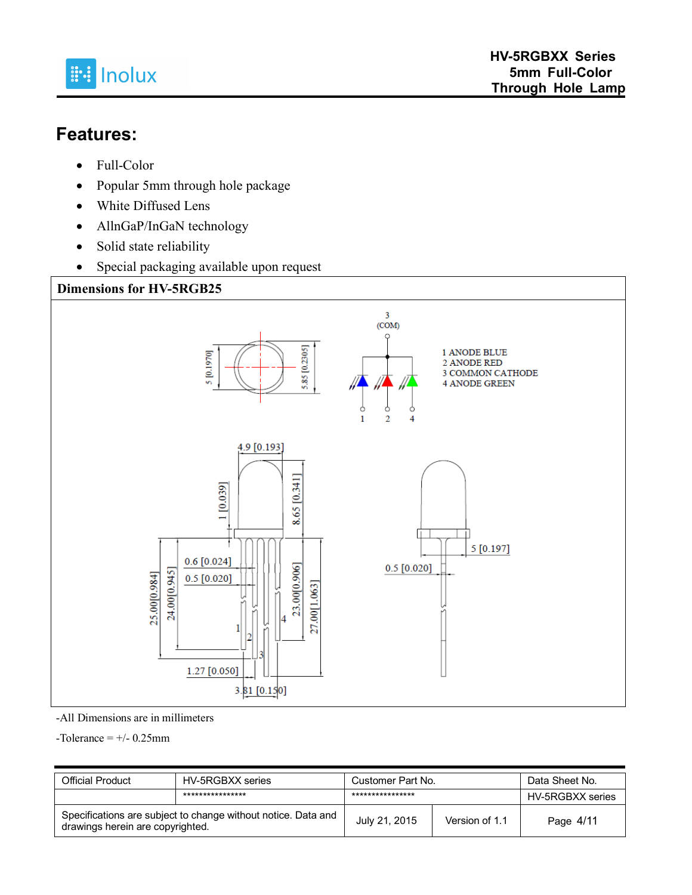## Features:

- Full-Color
- Popular 5mm through hole package
- White Diffused Lens
- AllnGaP/InGaN technology
- Solid state reliability
- Special packaging available upon request

**Dimensions for HV-5RGB25**

1 ANODE BLUE
2 ANODE RED
3 COMMON CATHODE
4 ANODE GREEN

-All Dimensions are in millimeters

-Tolerance = +/- 0.25mm

| Official Product | HV-5RGBXX series | Customer Part No. | | Data Sheet No. |
|---|---|---|---|---|
| | **************** | **************** | | HV-5RGBXX series |
| Specifications are subject to change without notice. Data and drawings herein are copyrighted. | | July 21, 2015 | Version of 1.1 | Page 4/11 |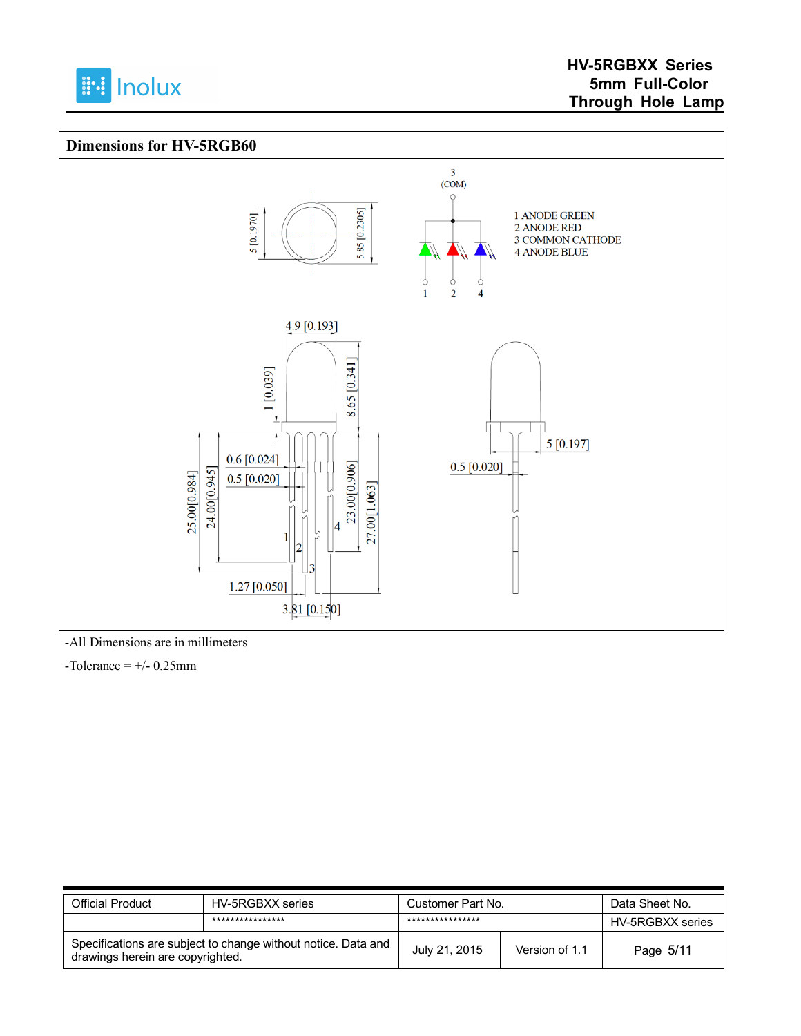## Dimensions for HV-5RGB60

1 ANODE GREEN
2 ANODE RED
3 COMMON CATHODE
4 ANODE BLUE

-All Dimensions are in millimeters

-Tolerance = +/- 0.25mm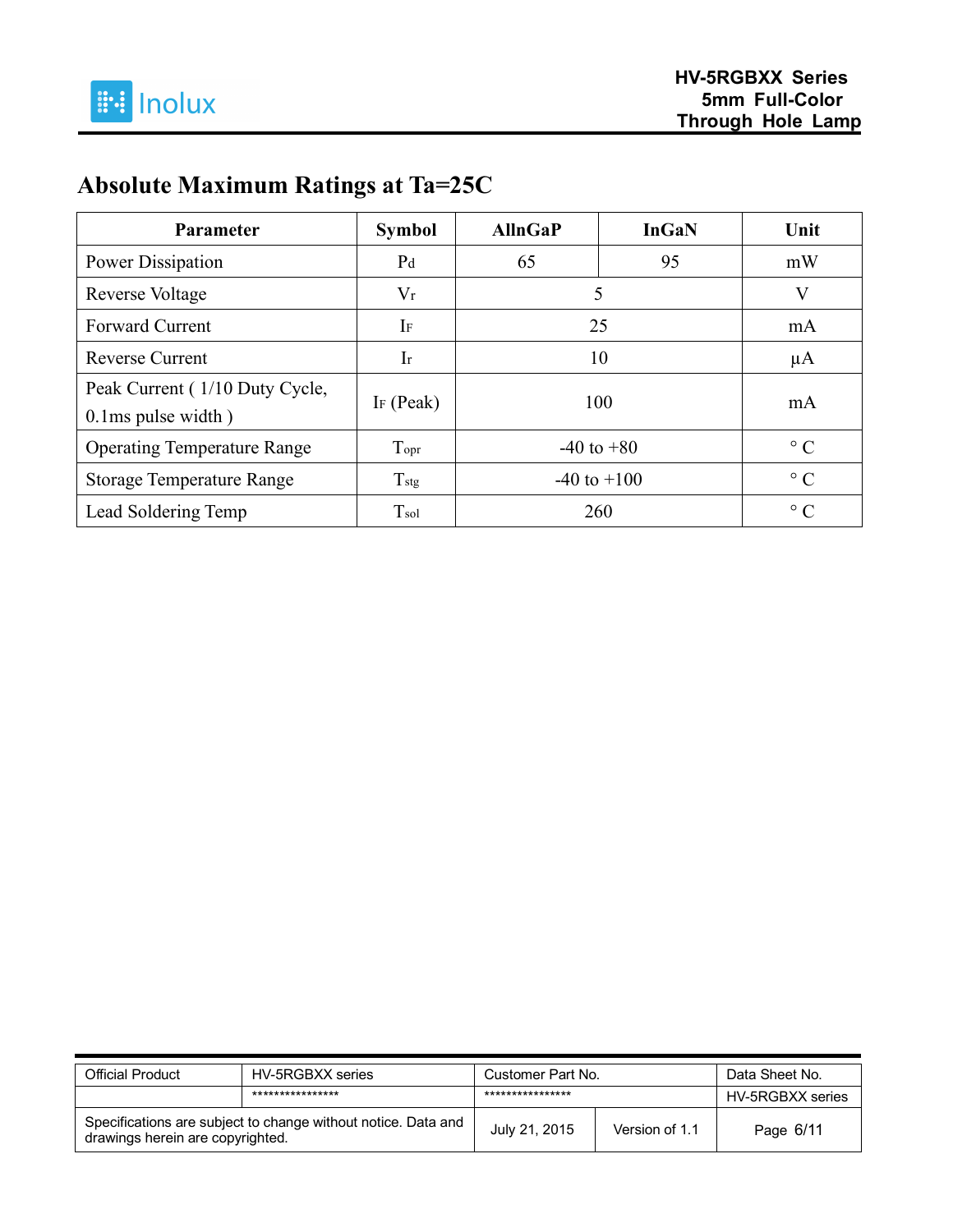## Absolute Maximum Ratings at Ta=25C

| Parameter | Symbol | AlInGaP | InGaN | Unit |
|---|---|---|---|---|
| Power Dissipation | $P_d$ | 65 | 95 | mW |
| Reverse Voltage | $V_r$ | 5 | | V |
| Forward Current | $I_F$ | 25 | | mA |
| Reverse Current | $I_r$ | 10 | | µA |
| Peak Current ( 1/10 Duty Cycle, 0.1ms pulse width ) | $I_F$ (Peak) | 100 | | mA |
| Operating Temperature Range | $T_{opr}$ | -40 to +80 | | ° C |
| Storage Temperature Range | $T_{stg}$ | -40 to +100 | | ° C |
| Lead Soldering Temp | $T_{sol}$ | 260 | | ° C |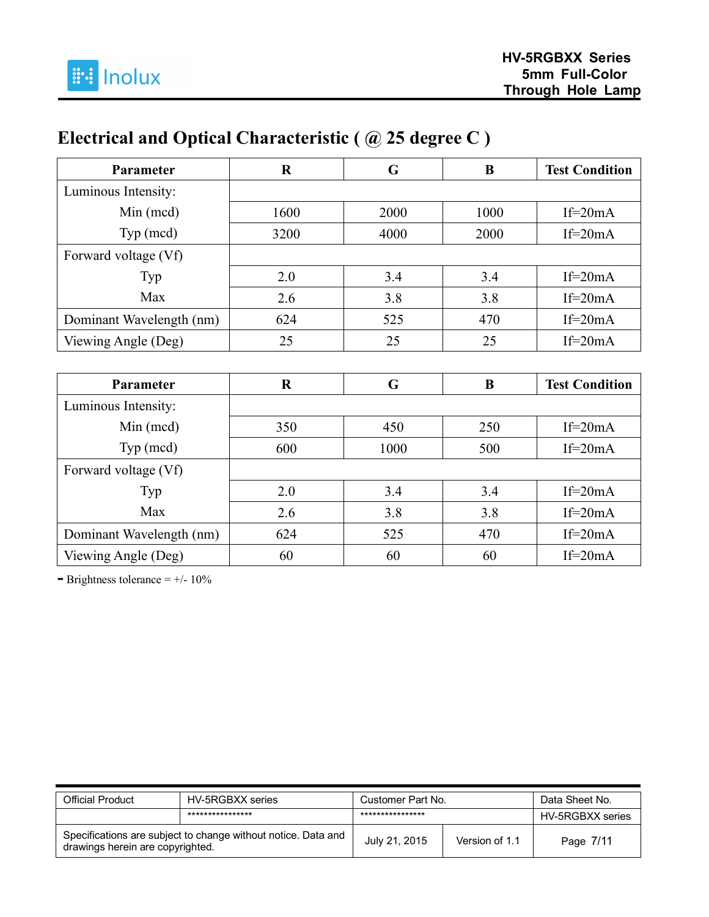## Electrical and Optical Characteristic ( @ 25 degree C )

| Parameter | R | G | B | Test Condition |
|---|---|---|---|---|
| Luminous Intensity: | | | | |
| Min (mcd) | 1600 | 2000 | 1000 | If=20mA |
| Typ (mcd) | 3200 | 4000 | 2000 | If=20mA |
| Forward voltage (Vf) | | | | |
| Typ | 2.0 | 3.4 | 3.4 | If=20mA |
| Max | 2.6 | 3.8 | 3.8 | If=20mA |
| Dominant Wavelength (nm) | 624 | 525 | 470 | If=20mA |
| Viewing Angle (Deg) | 25 | 25 | 25 | If=20mA |

| Parameter | R | G | B | Test Condition |
|---|---|---|---|---|
| Luminous Intensity: | | | | |
| Min (mcd) | 350 | 450 | 250 | If=20mA |
| Typ (mcd) | 600 | 1000 | 500 | If=20mA |
| Forward voltage (Vf) | | | | |
| Typ | 2.0 | 3.4 | 3.4 | If=20mA |
| Max | 2.6 | 3.8 | 3.8 | If=20mA |
| Dominant Wavelength (nm) | 624 | 525 | 470 | If=20mA |
| Viewing Angle (Deg) | 60 | 60 | 60 | If=20mA |

- Brightness tolerance = +/- 10%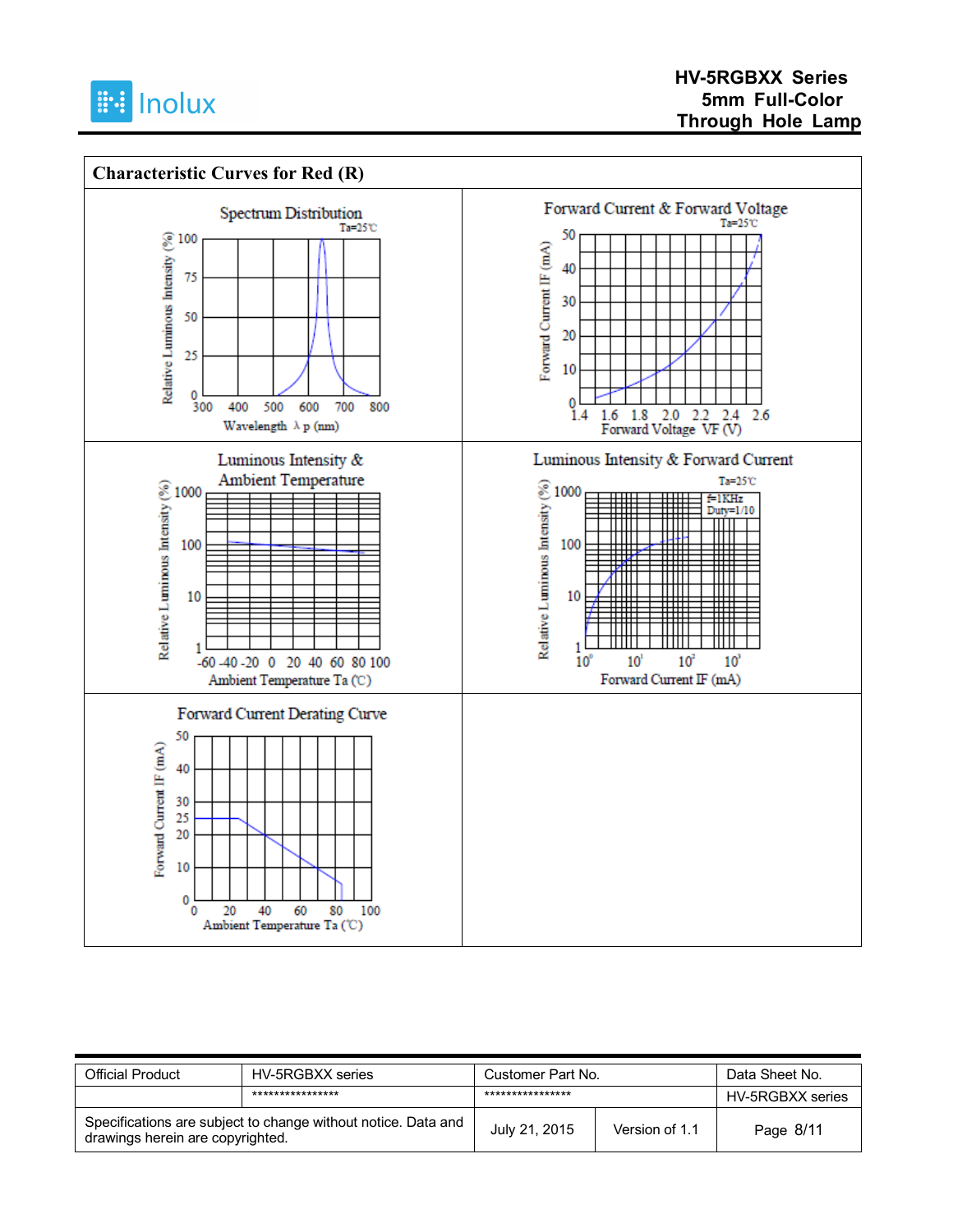## Characteristic Curves for Red (R)

**Spectrum Distribution**

Ta=25℃

Relative Luminous Intensity (%): 0, 25, 50, 75, 100

Wavelength λp (nm): 300, 400, 500, 600, 700, 800

**Forward Current & Forward Voltage**

Ta=25℃

Forward Current IF (mA): 0, 10, 20, 30, 40, 50

Forward Voltage VF (V): 1.4, 1.6, 1.8, 2.0, 2.2, 2.4, 2.6

**Luminous Intensity & Ambient Temperature**

Relative Luminous Intensity (%): 1, 10, 100, 1000

Ambient Temperature Ta (℃): -60, -40, -20, 0, 20, 40, 60, 80, 100

**Luminous Intensity & Forward Current**

Ta=25℃

f=1KHz
Duty=1/10

Relative Luminous Intensity (%): 1, 10, 100, 1000

Forward Current IF (mA): $10^0$, $10^1$, $10^2$, $10^3$

**Forward Current Derating Curve**

Forward Current IF (mA): 0, 10, 20, 25, 30, 40, 50

Ambient Temperature Ta (℃): 0, 20, 40, 60, 80, 100

| Official Product | HV-5RGBXX series | Customer Part No. | | Data Sheet No. |
|---|---|---|---|---|
| | **************** | **************** | | HV-5RGBXX series |
| Specifications are subject to change without notice. Data and drawings herein are copyrighted. | | July 21, 2015 | Version of 1.1 | Page 8/11 |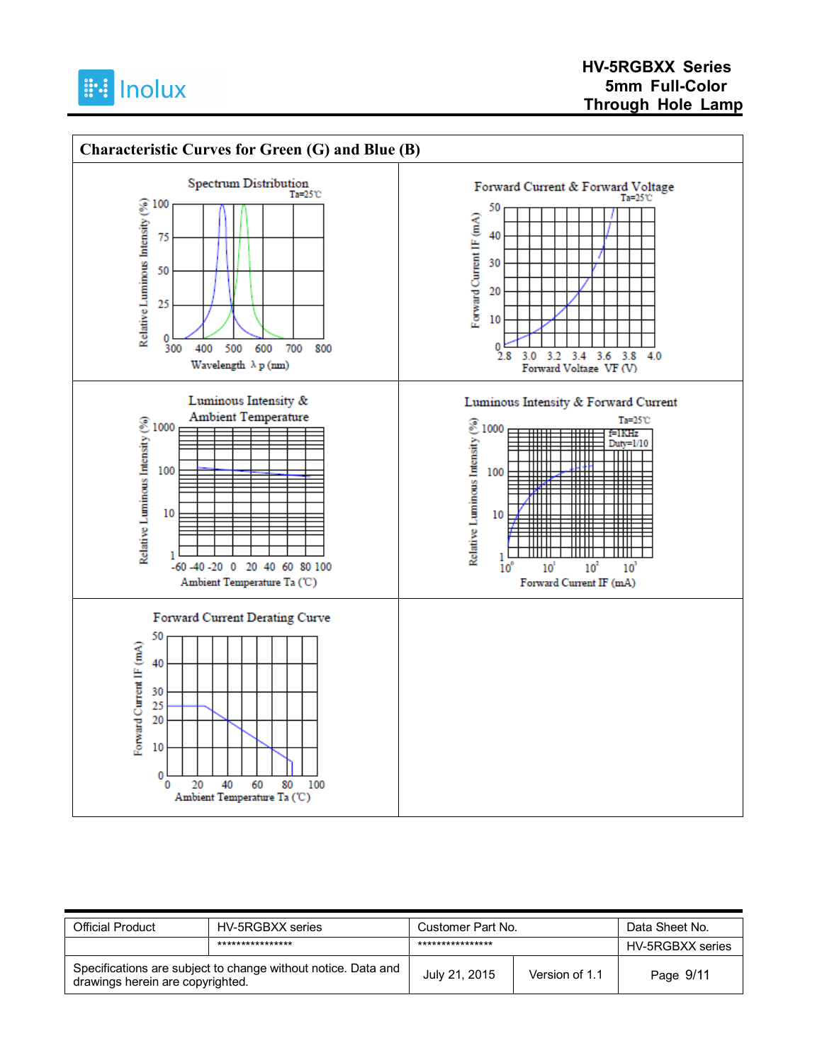## Characteristic Curves for Green (G) and Blue (B)

**Spectrum Distribution**

Ta=25℃

Relative Luminous Intensity (%): 0, 25, 50, 75, 100

Wavelength λp (nm): 300, 400, 500, 600, 700, 800

**Forward Current & Forward Voltage**

Ta=25℃

Forward Current IF (mA): 0, 10, 20, 30, 40, 50

Forward Voltage VF (V): 2.8, 3.0, 3.2, 3.4, 3.6, 3.8, 4.0

**Luminous Intensity & Ambient Temperature**

Relative Luminous Intensity (%): 1, 10, 100, 1000

Ambient Temperature Ta (℃): -60, -40, -20, 0, 20, 40, 60, 80, 100

**Luminous Intensity & Forward Current**

Ta=25℃

f=1KHz

Duty=1/10

Relative Luminous Intensity (%): 1, 10, 100, 1000

Forward Current IF (mA): $10^0$, $10^1$, $10^2$, $10^3$

**Forward Current Derating Curve**

Forward Current IF (mA): 0, 10, 20, 25, 30, 40, 50

Ambient Temperature Ta (℃): 0, 20, 40, 60, 80, 100

| Official Product | HV-5RGBXX series | Customer Part No. | | Data Sheet No. |
|---|---|---|---|---|
| | **************** | **************** | | HV-5RGBXX series |
| Specifications are subject to change without notice. Data and drawings herein are copyrighted. | | July 21, 2015 | Version of 1.1 | Page 9/11 |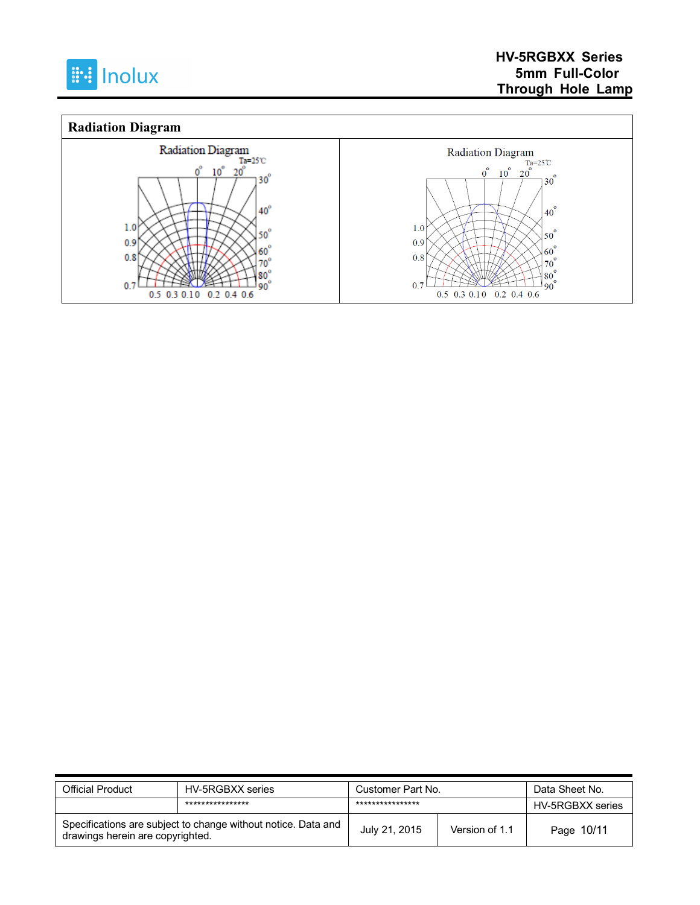## Radiation Diagram

| Radiation Diagram | Radiation Diagram |
|---|---|
| Ta=25℃ | Ta=25℃ |
| 0° 10° 20° 30° 40° 50° 60° 70° 80° 90° | 0° 10° 20° 30° 40° 50° 60° 70° 80° 90° |
| 1.0 0.9 0.8 0.7 | 1.0 0.9 0.8 0.7 |
| 0.5 0.3 0.1 0 0.2 0.4 0.6 | 0.5 0.3 0.1 0 0.2 0.4 0.6 |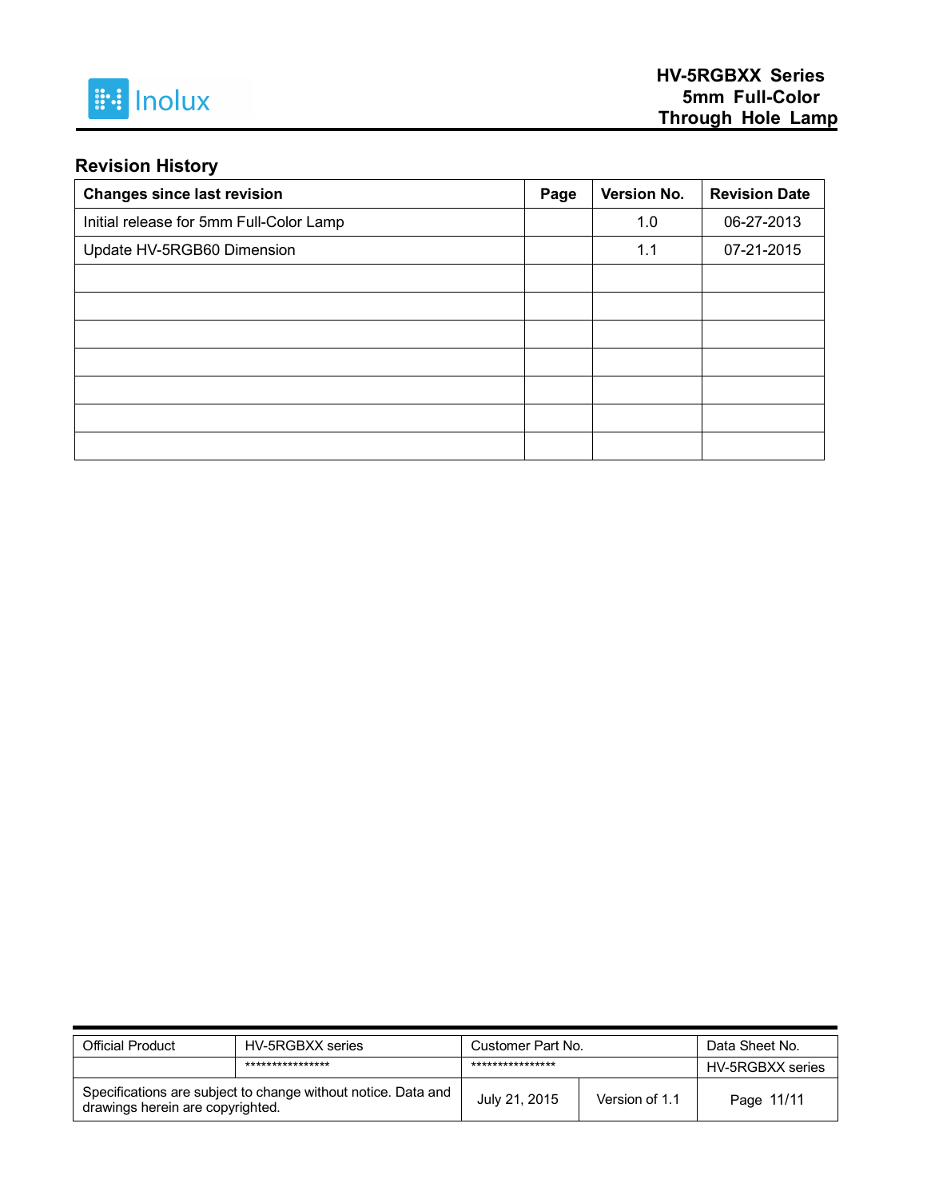## Revision History

| Changes since last revision | Page | Version No. | Revision Date |
|---|---|---|---|
| Initial release for 5mm Full-Color Lamp | | 1.0 | 06-27-2013 |
| Update HV-5RGB60 Dimension | | 1.1 | 07-21-2015 |
| | | | |
| | | | |
| | | | |
| | | | |
| | | | |
| | | | |
| | | | |